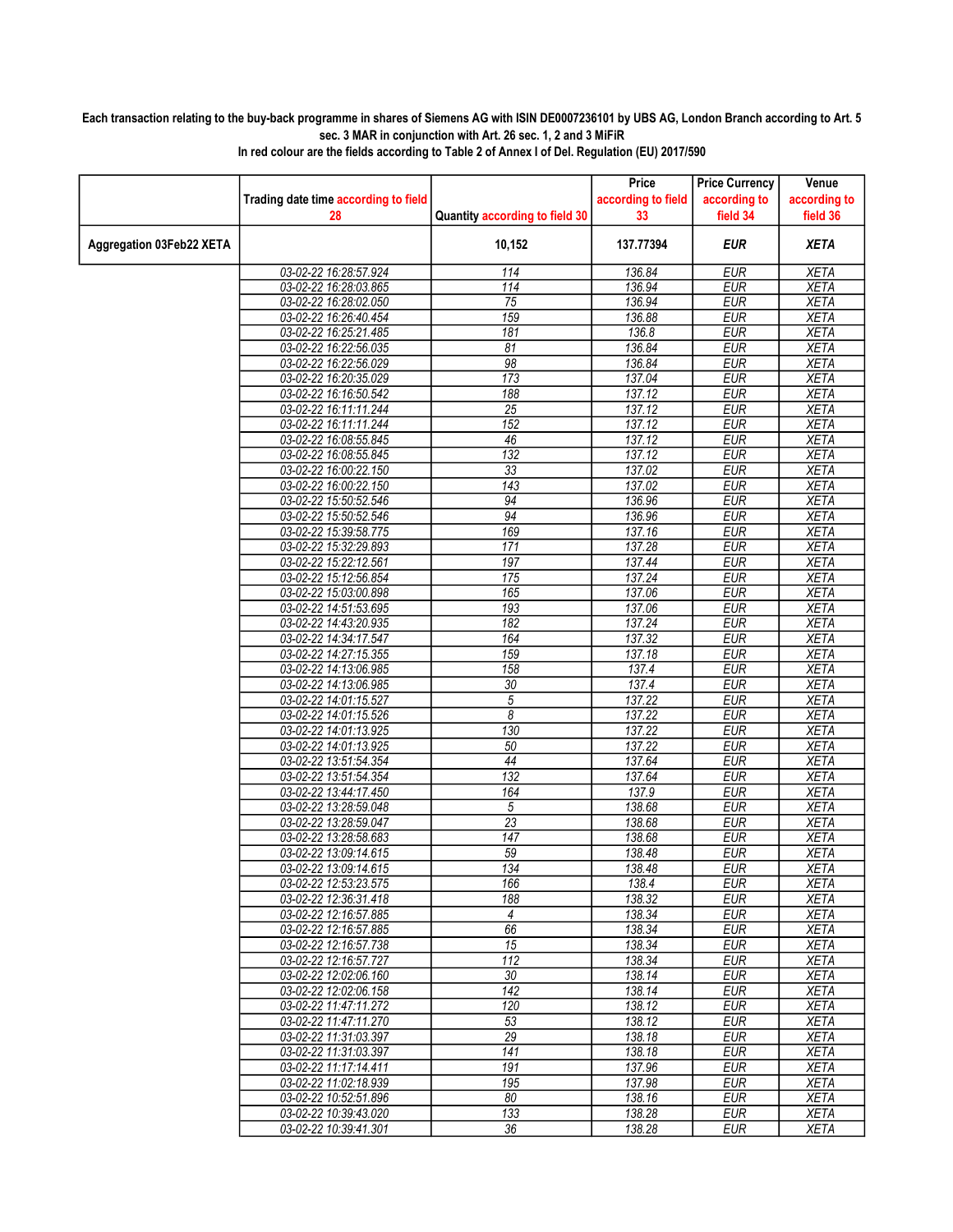**Each transaction relating to the buy-back programme in shares of Siemens AG with ISIN DE0007236101 by UBS AG, London Branch according to Art. 5 sec. 3 MAR in conjunction with Art. 26 sec. 1, 2 and 3 MiFiR**

**In red colour are the fields according to Table 2 of Annex I of Del. Regulation (EU) 2017/590**

| | Trading date time according to field 28 | Quantity according to field 30 | Price according to field 33 | Price Currency according to field 34 | Venue according to field 36 |
|---|---|---|---|---|---|
| **Aggregation 03Feb22 XETA** | | **10,152** | **137.77394** | ***EUR*** | ***XETA*** |
| | 03-02-22 16:28:57.924 | 114 | 136.84 | EUR | XETA |
| | 03-02-22 16:28:03.865 | 114 | 136.94 | EUR | XETA |
| | 03-02-22 16:28:02.050 | 75 | 136.94 | EUR | XETA |
| | 03-02-22 16:26:40.454 | 159 | 136.88 | EUR | XETA |
| | 03-02-22 16:25:21.485 | 181 | 136.8 | EUR | XETA |
| | 03-02-22 16:22:56.035 | 81 | 136.84 | EUR | XETA |
| | 03-02-22 16:22:56.029 | 98 | 136.84 | EUR | XETA |
| | 03-02-22 16:20:35.029 | 173 | 137.04 | EUR | XETA |
| | 03-02-22 16:16:50.542 | 188 | 137.12 | EUR | XETA |
| | 03-02-22 16:11:11.244 | 25 | 137.12 | EUR | XETA |
| | 03-02-22 16:11:11.244 | 152 | 137.12 | EUR | XETA |
| | 03-02-22 16:08:55.845 | 46 | 137.12 | EUR | XETA |
| | 03-02-22 16:08:55.845 | 132 | 137.12 | EUR | XETA |
| | 03-02-22 16:00:22.150 | 33 | 137.02 | EUR | XETA |
| | 03-02-22 16:00:22.150 | 143 | 137.02 | EUR | XETA |
| | 03-02-22 15:50:52.546 | 94 | 136.96 | EUR | XETA |
| | 03-02-22 15:50:52.546 | 94 | 136.96 | EUR | XETA |
| | 03-02-22 15:39:58.775 | 169 | 137.16 | EUR | XETA |
| | 03-02-22 15:32:29.893 | 171 | 137.28 | EUR | XETA |
| | 03-02-22 15:22:12.561 | 197 | 137.44 | EUR | XETA |
| | 03-02-22 15:12:56.854 | 175 | 137.24 | EUR | XETA |
| | 03-02-22 15:03:00.898 | 165 | 137.06 | EUR | XETA |
| | 03-02-22 14:51:53.695 | 193 | 137.06 | EUR | XETA |
| | 03-02-22 14:43:20.935 | 182 | 137.24 | EUR | XETA |
| | 03-02-22 14:34:17.547 | 164 | 137.32 | EUR | XETA |
| | 03-02-22 14:27:15.355 | 159 | 137.18 | EUR | XETA |
| | 03-02-22 14:13:06.985 | 158 | 137.4 | EUR | XETA |
| | 03-02-22 14:13:06.985 | 30 | 137.4 | EUR | XETA |
| | 03-02-22 14:01:15.527 | 5 | 137.22 | EUR | XETA |
| | 03-02-22 14:01:15.526 | 8 | 137.22 | EUR | XETA |
| | 03-02-22 14:01:13.925 | 130 | 137.22 | EUR | XETA |
| | 03-02-22 14:01:13.925 | 50 | 137.22 | EUR | XETA |
| | 03-02-22 13:51:54.354 | 44 | 137.64 | EUR | XETA |
| | 03-02-22 13:51:54.354 | 132 | 137.64 | EUR | XETA |
| | 03-02-22 13:44:17.450 | 164 | 137.9 | EUR | XETA |
| | 03-02-22 13:28:59.048 | 5 | 138.68 | EUR | XETA |
| | 03-02-22 13:28:59.047 | 23 | 138.68 | EUR | XETA |
| | 03-02-22 13:28:58.683 | 147 | 138.68 | EUR | XETA |
| | 03-02-22 13:09:14.615 | 59 | 138.48 | EUR | XETA |
| | 03-02-22 13:09:14.615 | 134 | 138.48 | EUR | XETA |
| | 03-02-22 12:53:23.575 | 166 | 138.4 | EUR | XETA |
| | 03-02-22 12:36:31.418 | 188 | 138.32 | EUR | XETA |
| | 03-02-22 12:16:57.885 | 4 | 138.34 | EUR | XETA |
| | 03-02-22 12:16:57.885 | 66 | 138.34 | EUR | XETA |
| | 03-02-22 12:16:57.738 | 15 | 138.34 | EUR | XETA |
| | 03-02-22 12:16:57.727 | 112 | 138.34 | EUR | XETA |
| | 03-02-22 12:02:06.160 | 30 | 138.14 | EUR | XETA |
| | 03-02-22 12:02:06.158 | 142 | 138.14 | EUR | XETA |
| | 03-02-22 11:47:11.272 | 120 | 138.12 | EUR | XETA |
| | 03-02-22 11:47:11.270 | 53 | 138.12 | EUR | XETA |
| | 03-02-22 11:31:03.397 | 29 | 138.18 | EUR | XETA |
| | 03-02-22 11:31:03.397 | 141 | 138.18 | EUR | XETA |
| | 03-02-22 11:17:14.411 | 191 | 137.96 | EUR | XETA |
| | 03-02-22 11:02:18.939 | 195 | 137.98 | EUR | XETA |
| | 03-02-22 10:52:51.896 | 80 | 138.16 | EUR | XETA |
| | 03-02-22 10:39:43.020 | 133 | 138.28 | EUR | XETA |
| | 03-02-22 10:39:41.301 | 36 | 138.28 | EUR | XETA |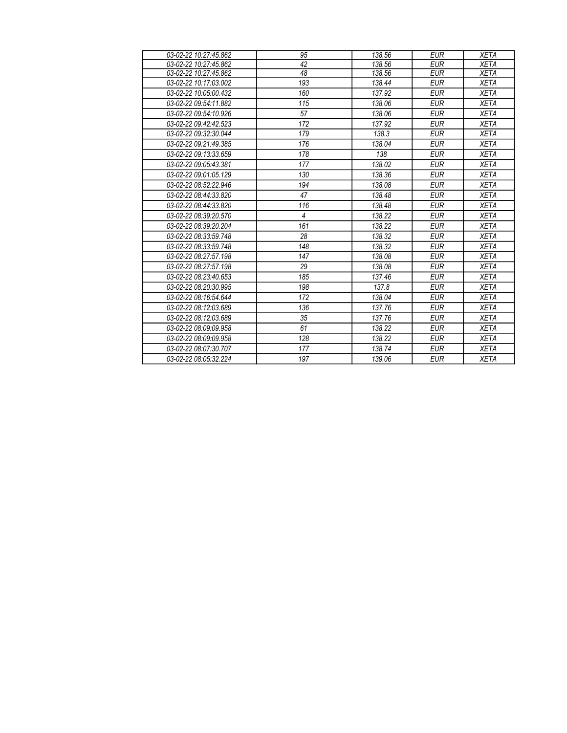| 03-02-22 10:27:45.862 | 95 | 138.56 | EUR | XETA |
|---|---|---|---|---|
| 03-02-22 10:27:45.862 | 42 | 138.56 | EUR | XETA |
| 03-02-22 10:27:45.862 | 48 | 138.56 | EUR | XETA |
| 03-02-22 10:17:03.002 | 193 | 138.44 | EUR | XETA |
| 03-02-22 10:05:00.432 | 160 | 137.92 | EUR | XETA |
| 03-02-22 09:54:11.882 | 115 | 138.06 | EUR | XETA |
| 03-02-22 09:54:10.926 | 57 | 138.06 | EUR | XETA |
| 03-02-22 09:42:42.523 | 172 | 137.92 | EUR | XETA |
| 03-02-22 09:32:30.044 | 179 | 138.3 | EUR | XETA |
| 03-02-22 09:21:49.385 | 176 | 138.04 | EUR | XETA |
| 03-02-22 09:13:33.659 | 178 | 138 | EUR | XETA |
| 03-02-22 09:05:43.381 | 177 | 138.02 | EUR | XETA |
| 03-02-22 09:01:05.129 | 130 | 138.36 | EUR | XETA |
| 03-02-22 08:52:22.946 | 194 | 138.08 | EUR | XETA |
| 03-02-22 08:44:33.820 | 47 | 138.48 | EUR | XETA |
| 03-02-22 08:44:33.820 | 116 | 138.48 | EUR | XETA |
| 03-02-22 08:39:20.570 | 4 | 138.22 | EUR | XETA |
| 03-02-22 08:39:20.204 | 161 | 138.22 | EUR | XETA |
| 03-02-22 08:33:59.748 | 28 | 138.32 | EUR | XETA |
| 03-02-22 08:33:59.748 | 148 | 138.32 | EUR | XETA |
| 03-02-22 08:27:57.198 | 147 | 138.08 | EUR | XETA |
| 03-02-22 08:27:57.198 | 29 | 138.08 | EUR | XETA |
| 03-02-22 08:23:40.653 | 185 | 137.46 | EUR | XETA |
| 03-02-22 08:20:30.995 | 198 | 137.8 | EUR | XETA |
| 03-02-22 08:16:54.644 | 172 | 138.04 | EUR | XETA |
| 03-02-22 08:12:03.689 | 136 | 137.76 | EUR | XETA |
| 03-02-22 08:12:03.689 | 35 | 137.76 | EUR | XETA |
| 03-02-22 08:09:09.958 | 61 | 138.22 | EUR | XETA |
| 03-02-22 08:09:09.958 | 128 | 138.22 | EUR | XETA |
| 03-02-22 08:07:30.707 | 177 | 138.74 | EUR | XETA |
| 03-02-22 08:05:32.224 | 197 | 139.06 | EUR | XETA |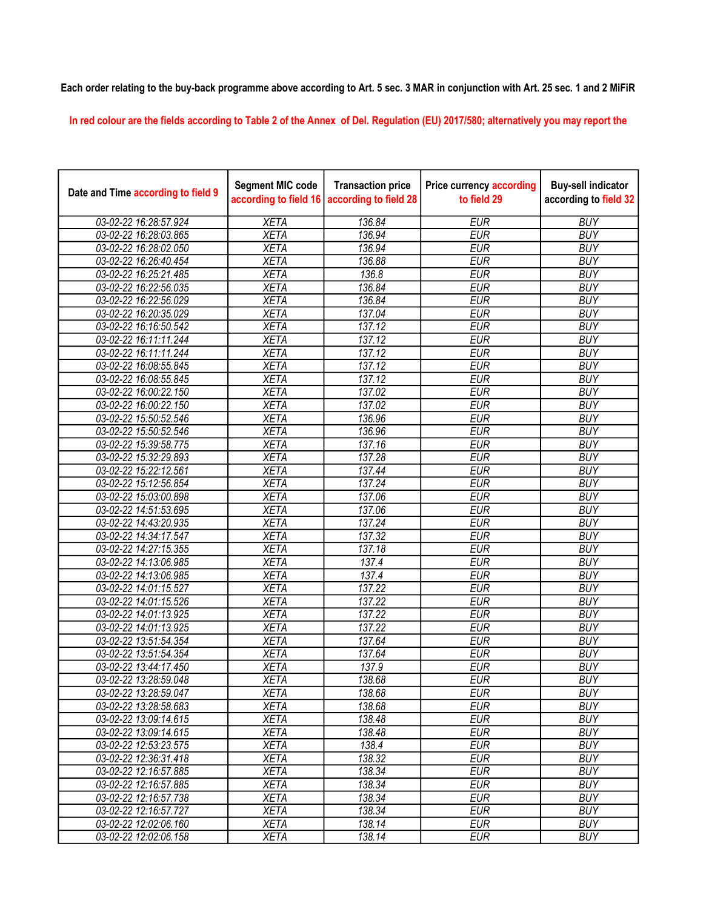**Each order relating to the buy-back programme above according to Art. 5 sec. 3 MAR in conjunction with Art. 25 sec. 1 and 2 MiFiR**

In red colour are the fields according to Table 2 of the Annex of Del. Regulation (EU) 2017/580; alternatively you may report the

| Date and Time according to field 9 | Segment MIC code according to field 16 | Transaction price according to field 28 | Price currency according to field 29 | Buy-sell indicator according to field 32 |
|---|---|---|---|---|
| 03-02-22 16:28:57.924 | XETA | 136.84 | EUR | BUY |
| 03-02-22 16:28:03.865 | XETA | 136.94 | EUR | BUY |
| 03-02-22 16:28:02.050 | XETA | 136.94 | EUR | BUY |
| 03-02-22 16:26:40.454 | XETA | 136.88 | EUR | BUY |
| 03-02-22 16:25:21.485 | XETA | 136.8 | EUR | BUY |
| 03-02-22 16:22:56.035 | XETA | 136.84 | EUR | BUY |
| 03-02-22 16:22:56.029 | XETA | 136.84 | EUR | BUY |
| 03-02-22 16:20:35.029 | XETA | 137.04 | EUR | BUY |
| 03-02-22 16:16:50.542 | XETA | 137.12 | EUR | BUY |
| 03-02-22 16:11:11.244 | XETA | 137.12 | EUR | BUY |
| 03-02-22 16:11:11.244 | XETA | 137.12 | EUR | BUY |
| 03-02-22 16:08:55.845 | XETA | 137.12 | EUR | BUY |
| 03-02-22 16:08:55.845 | XETA | 137.12 | EUR | BUY |
| 03-02-22 16:00:22.150 | XETA | 137.02 | EUR | BUY |
| 03-02-22 16:00:22.150 | XETA | 137.02 | EUR | BUY |
| 03-02-22 15:50:52.546 | XETA | 136.96 | EUR | BUY |
| 03-02-22 15:50:52.546 | XETA | 136.96 | EUR | BUY |
| 03-02-22 15:39:58.775 | XETA | 137.16 | EUR | BUY |
| 03-02-22 15:32:29.893 | XETA | 137.28 | EUR | BUY |
| 03-02-22 15:22:12.561 | XETA | 137.44 | EUR | BUY |
| 03-02-22 15:12:56.854 | XETA | 137.24 | EUR | BUY |
| 03-02-22 15:03:00.898 | XETA | 137.06 | EUR | BUY |
| 03-02-22 14:51:53.695 | XETA | 137.06 | EUR | BUY |
| 03-02-22 14:43:20.935 | XETA | 137.24 | EUR | BUY |
| 03-02-22 14:34:17.547 | XETA | 137.32 | EUR | BUY |
| 03-02-22 14:27:15.355 | XETA | 137.18 | EUR | BUY |
| 03-02-22 14:13:06.985 | XETA | 137.4 | EUR | BUY |
| 03-02-22 14:13:06.985 | XETA | 137.4 | EUR | BUY |
| 03-02-22 14:01:15.527 | XETA | 137.22 | EUR | BUY |
| 03-02-22 14:01:15.526 | XETA | 137.22 | EUR | BUY |
| 03-02-22 14:01:13.925 | XETA | 137.22 | EUR | BUY |
| 03-02-22 14:01:13.925 | XETA | 137.22 | EUR | BUY |
| 03-02-22 13:51:54.354 | XETA | 137.64 | EUR | BUY |
| 03-02-22 13:51:54.354 | XETA | 137.64 | EUR | BUY |
| 03-02-22 13:44:17.450 | XETA | 137.9 | EUR | BUY |
| 03-02-22 13:28:59.048 | XETA | 138.68 | EUR | BUY |
| 03-02-22 13:28:59.047 | XETA | 138.68 | EUR | BUY |
| 03-02-22 13:28:58.683 | XETA | 138.68 | EUR | BUY |
| 03-02-22 13:09:14.615 | XETA | 138.48 | EUR | BUY |
| 03-02-22 13:09:14.615 | XETA | 138.48 | EUR | BUY |
| 03-02-22 12:53:23.575 | XETA | 138.4 | EUR | BUY |
| 03-02-22 12:36:31.418 | XETA | 138.32 | EUR | BUY |
| 03-02-22 12:16:57.885 | XETA | 138.34 | EUR | BUY |
| 03-02-22 12:16:57.885 | XETA | 138.34 | EUR | BUY |
| 03-02-22 12:16:57.738 | XETA | 138.34 | EUR | BUY |
| 03-02-22 12:16:57.727 | XETA | 138.34 | EUR | BUY |
| 03-02-22 12:02:06.160 | XETA | 138.14 | EUR | BUY |
| 03-02-22 12:02:06.158 | XETA | 138.14 | EUR | BUY |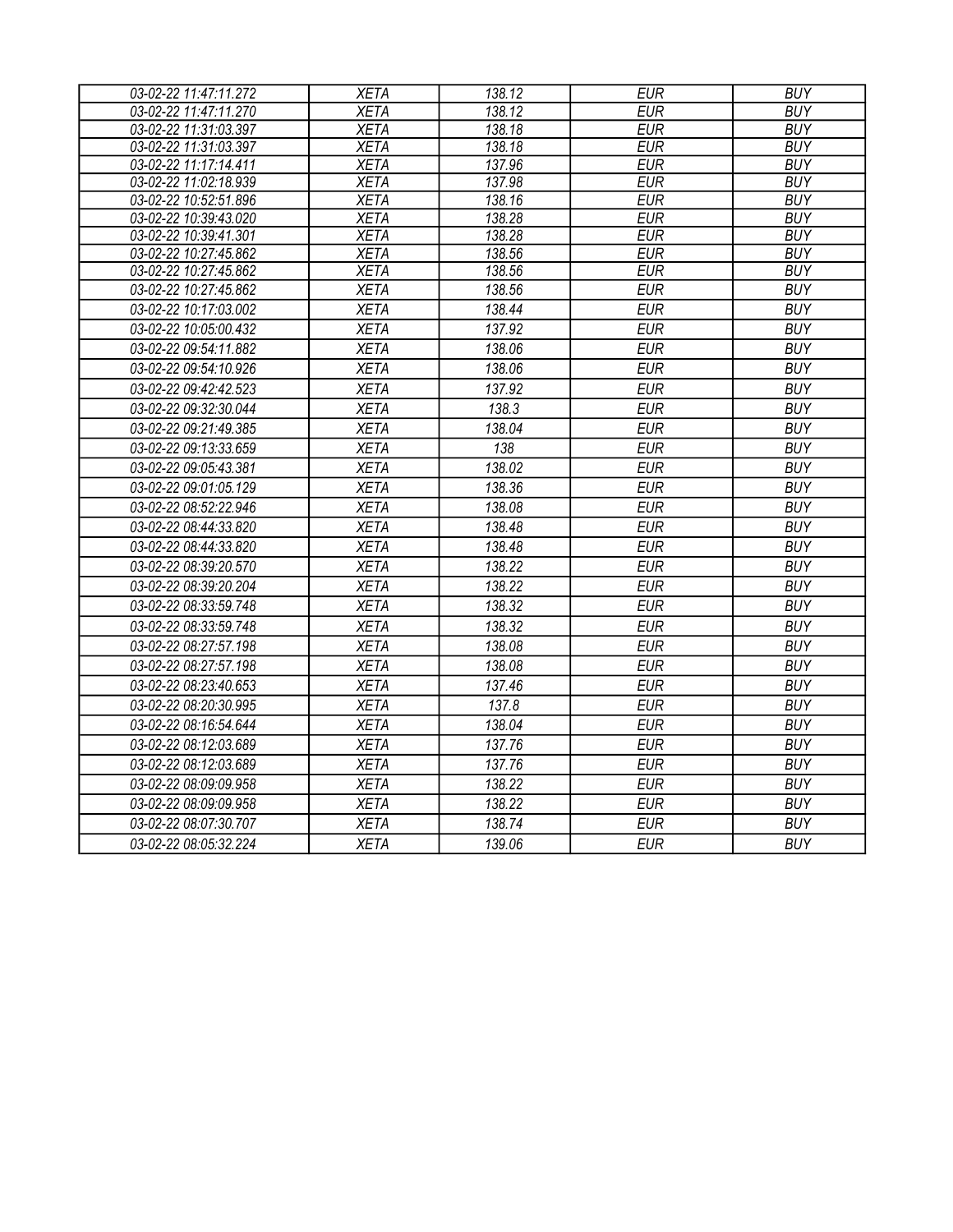| | | | | |
|---|---|---|---|---|
| 03-02-22 11:47:11.272 | XETA | 138.12 | EUR | BUY |
| 03-02-22 11:47:11.270 | XETA | 138.12 | EUR | BUY |
| 03-02-22 11:31:03.397 | XETA | 138.18 | EUR | BUY |
| 03-02-22 11:31:03.397 | XETA | 138.18 | EUR | BUY |
| 03-02-22 11:17:14.411 | XETA | 137.96 | EUR | BUY |
| 03-02-22 11:02:18.939 | XETA | 137.98 | EUR | BUY |
| 03-02-22 10:52:51.896 | XETA | 138.16 | EUR | BUY |
| 03-02-22 10:39:43.020 | XETA | 138.28 | EUR | BUY |
| 03-02-22 10:39:41.301 | XETA | 138.28 | EUR | BUY |
| 03-02-22 10:27:45.862 | XETA | 138.56 | EUR | BUY |
| 03-02-22 10:27:45.862 | XETA | 138.56 | EUR | BUY |
| 03-02-22 10:27:45.862 | XETA | 138.56 | EUR | BUY |
| 03-02-22 10:17:03.002 | XETA | 138.44 | EUR | BUY |
| 03-02-22 10:05:00.432 | XETA | 137.92 | EUR | BUY |
| 03-02-22 09:54:11.882 | XETA | 138.06 | EUR | BUY |
| 03-02-22 09:54:10.926 | XETA | 138.06 | EUR | BUY |
| 03-02-22 09:42:42.523 | XETA | 137.92 | EUR | BUY |
| 03-02-22 09:32:30.044 | XETA | 138.3 | EUR | BUY |
| 03-02-22 09:21:49.385 | XETA | 138.04 | EUR | BUY |
| 03-02-22 09:13:33.659 | XETA | 138 | EUR | BUY |
| 03-02-22 09:05:43.381 | XETA | 138.02 | EUR | BUY |
| 03-02-22 09:01:05.129 | XETA | 138.36 | EUR | BUY |
| 03-02-22 08:52:22.946 | XETA | 138.08 | EUR | BUY |
| 03-02-22 08:44:33.820 | XETA | 138.48 | EUR | BUY |
| 03-02-22 08:44:33.820 | XETA | 138.48 | EUR | BUY |
| 03-02-22 08:39:20.570 | XETA | 138.22 | EUR | BUY |
| 03-02-22 08:39:20.204 | XETA | 138.22 | EUR | BUY |
| 03-02-22 08:33:59.748 | XETA | 138.32 | EUR | BUY |
| 03-02-22 08:33:59.748 | XETA | 138.32 | EUR | BUY |
| 03-02-22 08:27:57.198 | XETA | 138.08 | EUR | BUY |
| 03-02-22 08:27:57.198 | XETA | 138.08 | EUR | BUY |
| 03-02-22 08:23:40.653 | XETA | 137.46 | EUR | BUY |
| 03-02-22 08:20:30.995 | XETA | 137.8 | EUR | BUY |
| 03-02-22 08:16:54.644 | XETA | 138.04 | EUR | BUY |
| 03-02-22 08:12:03.689 | XETA | 137.76 | EUR | BUY |
| 03-02-22 08:12:03.689 | XETA | 137.76 | EUR | BUY |
| 03-02-22 08:09:09.958 | XETA | 138.22 | EUR | BUY |
| 03-02-22 08:09:09.958 | XETA | 138.22 | EUR | BUY |
| 03-02-22 08:07:30.707 | XETA | 138.74 | EUR | BUY |
| 03-02-22 08:05:32.224 | XETA | 139.06 | EUR | BUY |